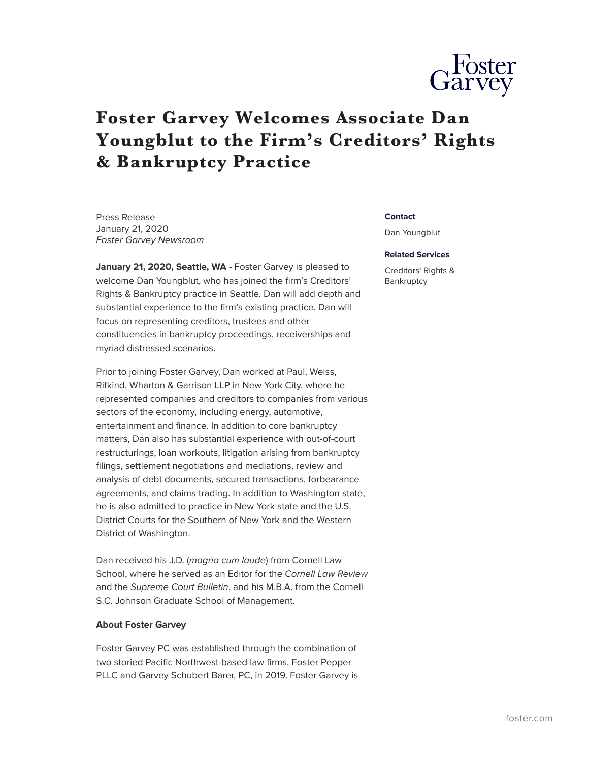# Foster Garvey Welcomes Associate Dan Youngblut to the Firm's Creditors' Rights & Bankruptcy Practice

Press Release
January 21, 2020
*Foster Garvey Newsroom*

**Contact**

Dan Youngblut

**Related Services**

Creditors' Rights & Bankruptcy

**January 21, 2020, Seattle, WA** - Foster Garvey is pleased to welcome Dan Youngblut, who has joined the firm's Creditors' Rights & Bankruptcy practice in Seattle. Dan will add depth and substantial experience to the firm's existing practice. Dan will focus on representing creditors, trustees and other constituencies in bankruptcy proceedings, receiverships and myriad distressed scenarios.

Prior to joining Foster Garvey, Dan worked at Paul, Weiss, Rifkind, Wharton & Garrison LLP in New York City, where he represented companies and creditors to companies from various sectors of the economy, including energy, automotive, entertainment and finance. In addition to core bankruptcy matters, Dan also has substantial experience with out-of-court restructurings, loan workouts, litigation arising from bankruptcy filings, settlement negotiations and mediations, review and analysis of debt documents, secured transactions, forbearance agreements, and claims trading. In addition to Washington state, he is also admitted to practice in New York state and the U.S. District Courts for the Southern of New York and the Western District of Washington.

Dan received his J.D. (*magna cum laude*) from Cornell Law School, where he served as an Editor for the *Cornell Law Review* and the *Supreme Court Bulletin*, and his M.B.A. from the Cornell S.C. Johnson Graduate School of Management.

**About Foster Garvey**

Foster Garvey PC was established through the combination of two storied Pacific Northwest-based law firms, Foster Pepper PLLC and Garvey Schubert Barer, PC, in 2019. Foster Garvey is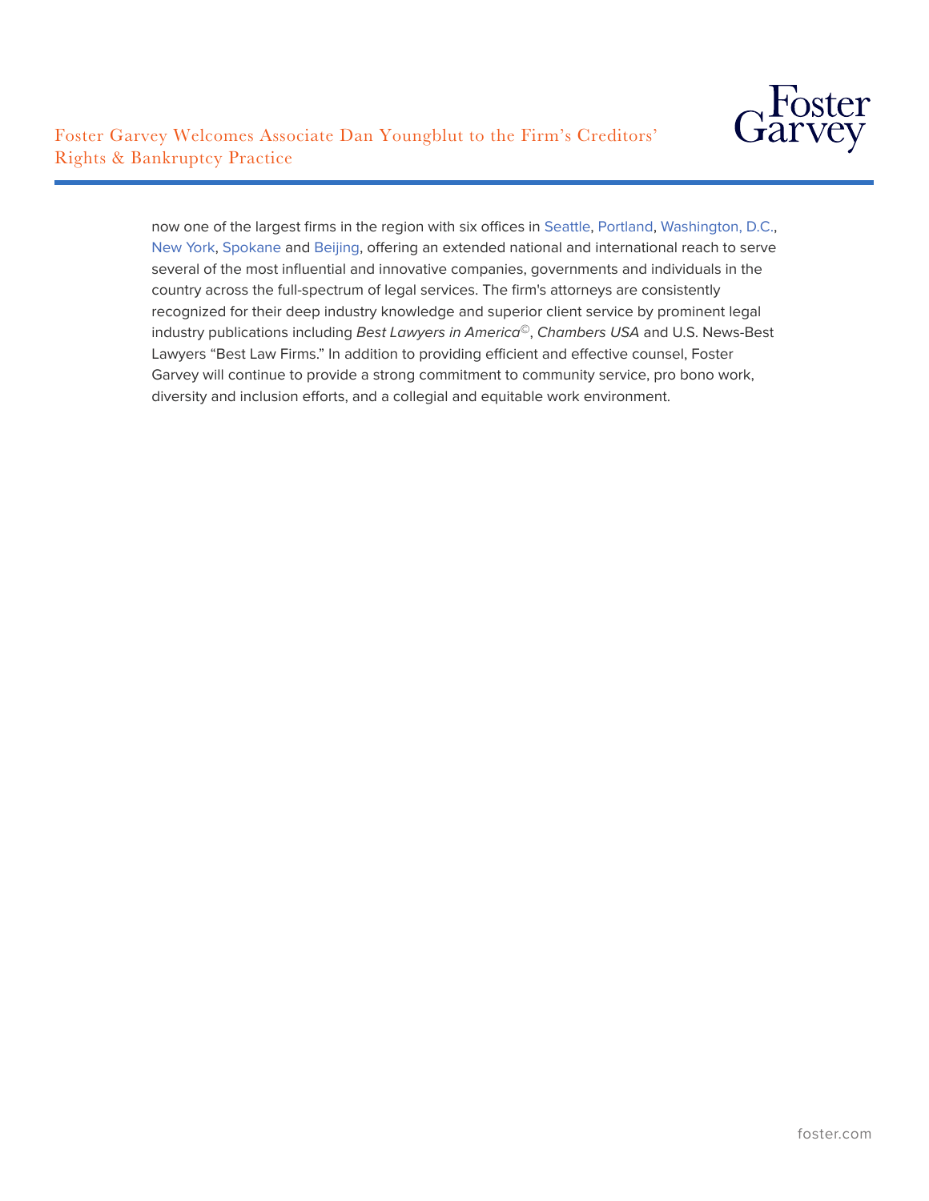now one of the largest firms in the region with six offices in Seattle, Portland, Washington, D.C., New York, Spokane and Beijing, offering an extended national and international reach to serve several of the most influential and innovative companies, governments and individuals in the country across the full-spectrum of legal services. The firm's attorneys are consistently recognized for their deep industry knowledge and superior client service by prominent legal industry publications including *Best Lawyers in America©*, *Chambers USA* and U.S. News-Best Lawyers "Best Law Firms." In addition to providing efficient and effective counsel, Foster Garvey will continue to provide a strong commitment to community service, pro bono work, diversity and inclusion efforts, and a collegial and equitable work environment.